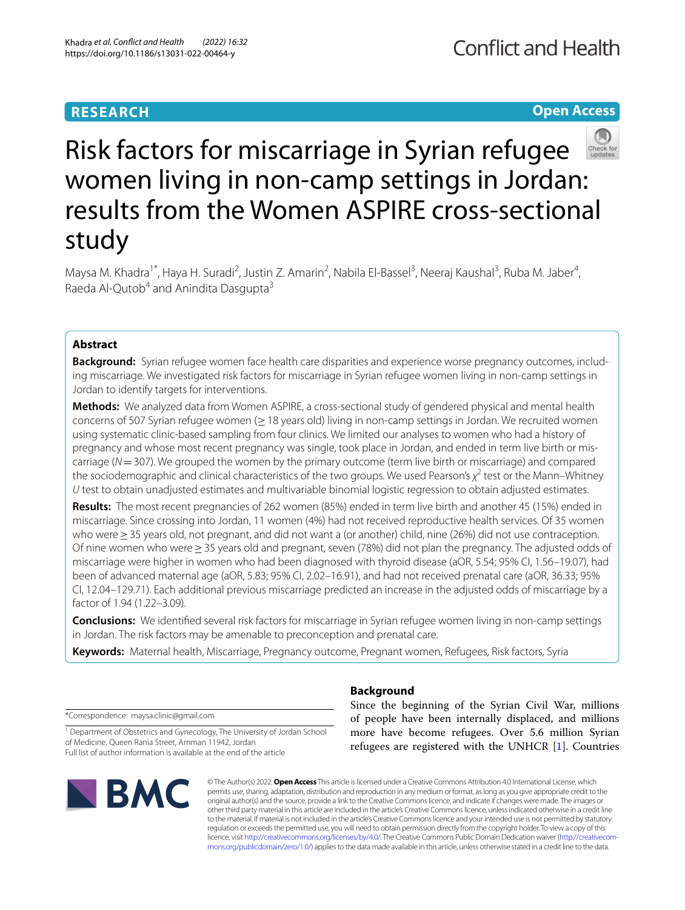RESEARCH

Open Access

# Risk factors for miscarriage in Syrian refugee women living in non-camp settings in Jordan: results from the Women ASPIRE cross-sectional study

Maysa M. Khadra[1*], Haya H. Suradi[2], Justin Z. Amarin[2], Nabila El-Bassel[3], Neeraj Kaushal[3], Ruba M. Jaber[4], Raeda Al-Qutob[4] and Anindita Dasgupta[3]

## Abstract

**Background:** Syrian refugee women face health care disparities and experience worse pregnancy outcomes, including miscarriage. We investigated risk factors for miscarriage in Syrian refugee women living in non-camp settings in Jordan to identify targets for interventions.

**Methods:** We analyzed data from Women ASPIRE, a cross-sectional study of gendered physical and mental health concerns of 507 Syrian refugee women (≥ 18 years old) living in non-camp settings in Jordan. We recruited women using systematic clinic-based sampling from four clinics. We limited our analyses to women who had a history of pregnancy and whose most recent pregnancy was single, took place in Jordan, and ended in term live birth or miscarriage ($N = 307$). We grouped the women by the primary outcome (term live birth or miscarriage) and compared the sociodemographic and clinical characteristics of the two groups. We used Pearson's $\chi^2$ test or the Mann–Whitney *U* test to obtain unadjusted estimates and multivariable binomial logistic regression to obtain adjusted estimates.

**Results:** The most recent pregnancies of 262 women (85%) ended in term live birth and another 45 (15%) ended in miscarriage. Since crossing into Jordan, 11 women (4%) had not received reproductive health services. Of 35 women who were ≥ 35 years old, not pregnant, and did not want a (or another) child, nine (26%) did not use contraception. Of nine women who were ≥ 35 years old and pregnant, seven (78%) did not plan the pregnancy. The adjusted odds of miscarriage were higher in women who had been diagnosed with thyroid disease (aOR, 5.54; 95% CI, 1.56–19.07), had been of advanced maternal age (aOR, 5.83; 95% CI, 2.02–16.91), and had not received prenatal care (aOR, 36.33; 95% CI, 12.04–129.71). Each additional previous miscarriage predicted an increase in the adjusted odds of miscarriage by a factor of 1.94 (1.22–3.09).

**Conclusions:** We identified several risk factors for miscarriage in Syrian refugee women living in non-camp settings in Jordan. The risk factors may be amenable to preconception and prenatal care.

**Keywords:** Maternal health, Miscarriage, Pregnancy outcome, Pregnant women, Refugees, Risk factors, Syria

## Background

Since the beginning of the Syrian Civil War, millions of people have been internally displaced, and millions more have become refugees. Over 5.6 million Syrian refugees are registered with the UNHCR [1]. Countries

*Correspondence: maysa.clinic@gmail.com

[1] Department of Obstetrics and Gynecology, The University of Jordan School of Medicine, Queen Rania Street, Amman 11942, Jordan
Full list of author information is available at the end of the article

© The Author(s) 2022. **Open Access** This article is licensed under a Creative Commons Attribution 4.0 International License, which permits use, sharing, adaptation, distribution and reproduction in any medium or format, as long as you give appropriate credit to the original author(s) and the source, provide a link to the Creative Commons licence, and indicate if changes were made. The images or other third party material in this article are included in the article's Creative Commons licence, unless indicated otherwise in a credit line to the material. If material is not included in the article's Creative Commons licence and your intended use is not permitted by statutory regulation or exceeds the permitted use, you will need to obtain permission directly from the copyright holder. To view a copy of this licence, visit http://creativecommons.org/licenses/by/4.0/. The Creative Commons Public Domain Dedication waiver (http://creativecommons.org/publicdomain/zero/1.0/) applies to the data made available in this article, unless otherwise stated in a credit line to the data.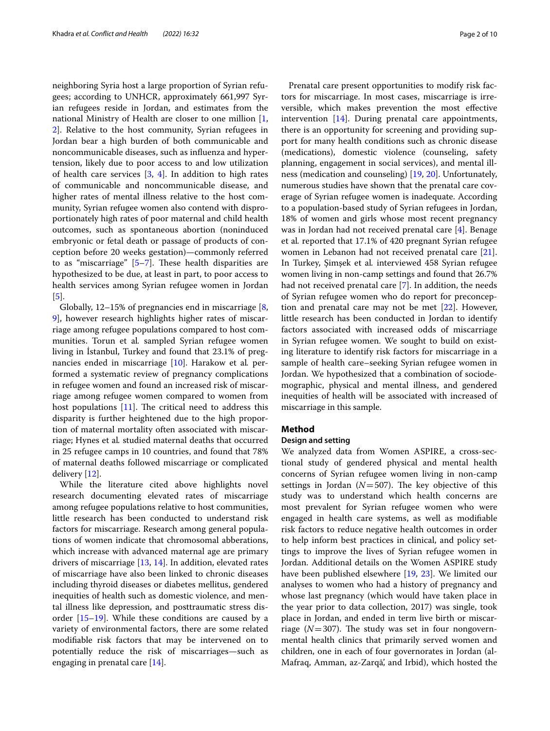neighboring Syria host a large proportion of Syrian refugees; according to UNHCR, approximately 661,997 Syrian refugees reside in Jordan, and estimates from the national Ministry of Health are closer to one million [1, 2]. Relative to the host community, Syrian refugees in Jordan bear a high burden of both communicable and noncommunicable diseases, such as influenza and hypertension, likely due to poor access to and low utilization of health care services [3, 4]. In addition to high rates of communicable and noncommunicable disease, and higher rates of mental illness relative to the host community, Syrian refugee women also contend with disproportionately high rates of poor maternal and child health outcomes, such as spontaneous abortion (noninduced embryonic or fetal death or passage of products of conception before 20 weeks gestation)—commonly referred to as "miscarriage" [5–7]. These health disparities are hypothesized to be due, at least in part, to poor access to health services among Syrian refugee women in Jordan [5].

Globally, 12–15% of pregnancies end in miscarriage [8, 9], however research highlights higher rates of miscarriage among refugee populations compared to host communities. Torun et al. sampled Syrian refugee women living in İstanbul, Turkey and found that 23.1% of pregnancies ended in miscarriage [10]. Harakow et al. performed a systematic review of pregnancy complications in refugee women and found an increased risk of miscarriage among refugee women compared to women from host populations [11]. The critical need to address this disparity is further heightened due to the high proportion of maternal mortality often associated with miscarriage; Hynes et al. studied maternal deaths that occurred in 25 refugee camps in 10 countries, and found that 78% of maternal deaths followed miscarriage or complicated delivery [12].

While the literature cited above highlights novel research documenting elevated rates of miscarriage among refugee populations relative to host communities, little research has been conducted to understand risk factors for miscarriage. Research among general populations of women indicate that chromosomal abberations, which increase with advanced maternal age are primary drivers of miscarriage [13, 14]. In addition, elevated rates of miscarriage have also been linked to chronic diseases including thyroid diseases or diabetes mellitus, gendered inequities of health such as domestic violence, and mental illness like depression, and posttraumatic stress disorder [15–19]. While these conditions are caused by a variety of environmental factors, there are some related modifiable risk factors that may be intervened on to potentially reduce the risk of miscarriages—such as engaging in prenatal care [14].

Prenatal care present opportunities to modify risk factors for miscarriage. In most cases, miscarriage is irreversible, which makes prevention the most effective intervention [14]. During prenatal care appointments, there is an opportunity for screening and providing support for many health conditions such as chronic disease (medications), domestic violence (counseling, safety planning, engagement in social services), and mental illness (medication and counseling) [19, 20]. Unfortunately, numerous studies have shown that the prenatal care coverage of Syrian refugee women is inadequate. According to a population-based study of Syrian refugees in Jordan, 18% of women and girls whose most recent pregnancy was in Jordan had not received prenatal care [4]. Benage et al. reported that 17.1% of 420 pregnant Syrian refugee women in Lebanon had not received prenatal care [21]. In Turkey, Şimşek et al. interviewed 458 Syrian refugee women living in non-camp settings and found that 26.7% had not received prenatal care [7]. In addition, the needs of Syrian refugee women who do report for preconception and prenatal care may not be met [22]. However, little research has been conducted in Jordan to identify factors associated with increased odds of miscarriage in Syrian refugee women. We sought to build on existing literature to identify risk factors for miscarriage in a sample of health care–seeking Syrian refugee women in Jordan. We hypothesized that a combination of sociodemographic, physical and mental illness, and gendered inequities of health will be associated with increased of miscarriage in this sample.

## Method

### Design and setting

We analyzed data from Women ASPIRE, a cross-sectional study of gendered physical and mental health concerns of Syrian refugee women living in non-camp settings in Jordan ($N=507$). The key objective of this study was to understand which health concerns are most prevalent for Syrian refugee women who were engaged in health care systems, as well as modifiable risk factors to reduce negative health outcomes in order to help inform best practices in clinical, and policy settings to improve the lives of Syrian refugee women in Jordan. Additional details on the Women ASPIRE study have been published elsewhere [19, 23]. We limited our analyses to women who had a history of pregnancy and whose last pregnancy (which would have taken place in the year prior to data collection, 2017) was single, took place in Jordan, and ended in term live birth or miscarriage ($N=307$). The study was set in four nongovernmental health clinics that primarily served women and children, one in each of four governorates in Jordan (al-Mafraq, Amman, az-Zarqā', and Irbid), which hosted the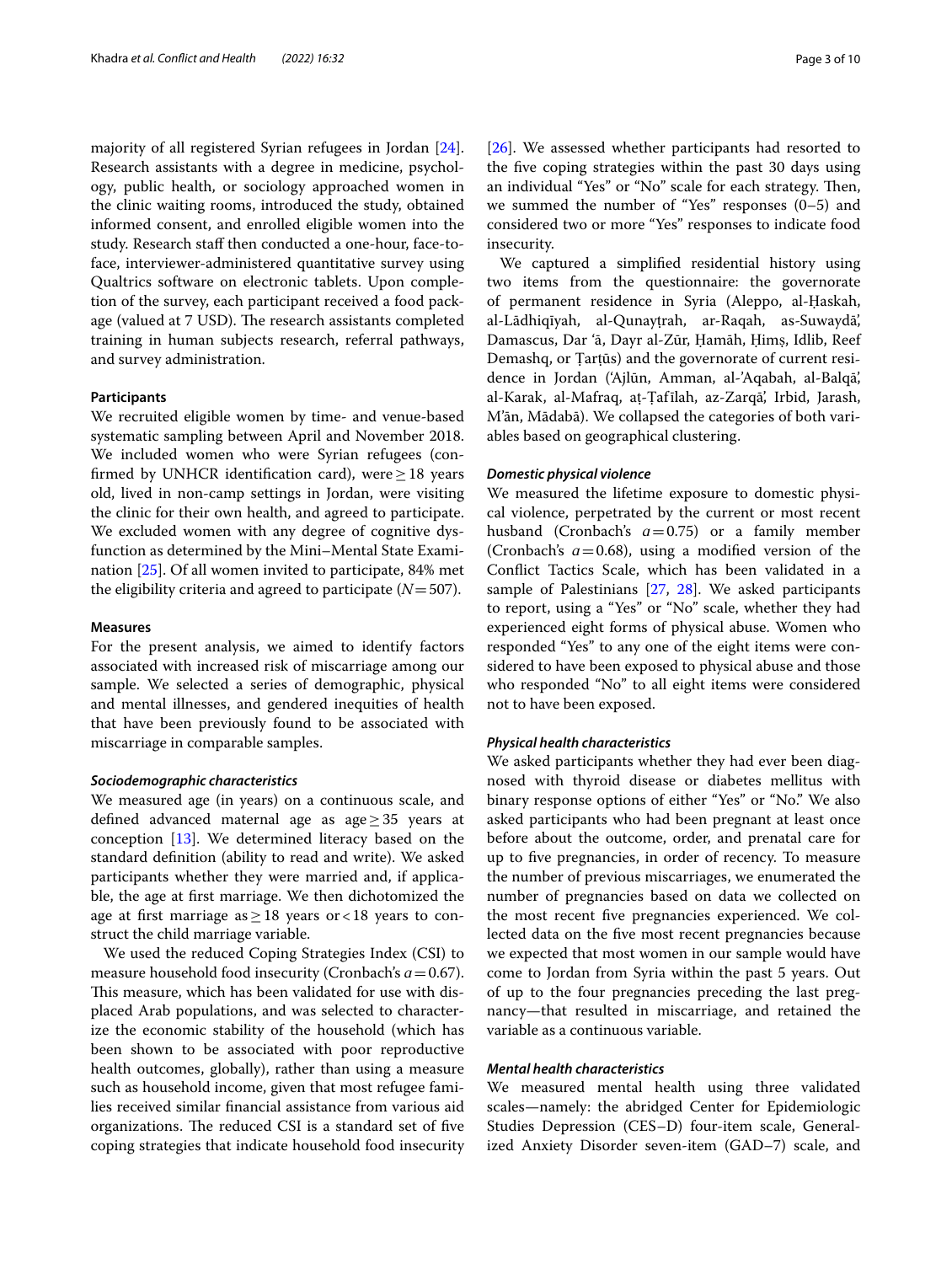majority of all registered Syrian refugees in Jordan [24]. Research assistants with a degree in medicine, psychology, public health, or sociology approached women in the clinic waiting rooms, introduced the study, obtained informed consent, and enrolled eligible women into the study. Research staff then conducted a one-hour, face-to-face, interviewer-administered quantitative survey using Qualtrics software on electronic tablets. Upon completion of the survey, each participant received a food package (valued at 7 USD). The research assistants completed training in human subjects research, referral pathways, and survey administration.

#### Participants

We recruited eligible women by time- and venue-based systematic sampling between April and November 2018. We included women who were Syrian refugees (confirmed by UNHCR identification card), were ≥ 18 years old, lived in non-camp settings in Jordan, were visiting the clinic for their own health, and agreed to participate. We excluded women with any degree of cognitive dysfunction as determined by the Mini–Mental State Examination [25]. Of all women invited to participate, 84% met the eligibility criteria and agreed to participate ($N = 507$).

#### Measures

For the present analysis, we aimed to identify factors associated with increased risk of miscarriage among our sample. We selected a series of demographic, physical and mental illnesses, and gendered inequities of health that have been previously found to be associated with miscarriage in comparable samples.

##### *Sociodemographic characteristics*

We measured age (in years) on a continuous scale, and defined advanced maternal age as age ≥ 35 years at conception [13]. We determined literacy based on the standard definition (ability to read and write). We asked participants whether they were married and, if applicable, the age at first marriage. We then dichotomized the age at first marriage as ≥ 18 years or < 18 years to construct the child marriage variable.

We used the reduced Coping Strategies Index (CSI) to measure household food insecurity (Cronbach's $a = 0.67$). This measure, which has been validated for use with displaced Arab populations, and was selected to characterize the economic stability of the household (which has been shown to be associated with poor reproductive health outcomes, globally), rather than using a measure such as household income, given that most refugee families received similar financial assistance from various aid organizations. The reduced CSI is a standard set of five coping strategies that indicate household food insecurity [26]. We assessed whether participants had resorted to the five coping strategies within the past 30 days using an individual "Yes" or "No" scale for each strategy. Then, we summed the number of "Yes" responses (0–5) and considered two or more "Yes" responses to indicate food insecurity.

We captured a simplified residential history using two items from the questionnaire: the governorate of permanent residence in Syria (Aleppo, al-Ḥaskah, al-Lādhiqīyah, al-Qunayṭrah, ar-Raqah, as-Suwaydā', Damascus, Dar 'ā, Dayr al-Zūr, Ḥamāh, Ḥimṣ, Idlib, Reef Demashq, or Ṭarṭūs) and the governorate of current residence in Jordan ('Ajlūn, Amman, al-'Aqabah, al-Balqā', al-Karak, al-Mafraq, aṭ-Ṭafīlah, az-Zarqā', Irbid, Jarash, M'ān, Mādabā). We collapsed the categories of both variables based on geographical clustering.

##### *Domestic physical violence*

We measured the lifetime exposure to domestic physical violence, perpetrated by the current or most recent husband (Cronbach's $a = 0.75$) or a family member (Cronbach's $a = 0.68$), using a modified version of the Conflict Tactics Scale, which has been validated in a sample of Palestinians [27, 28]. We asked participants to report, using a "Yes" or "No" scale, whether they had experienced eight forms of physical abuse. Women who responded "Yes" to any one of the eight items were considered to have been exposed to physical abuse and those who responded "No" to all eight items were considered not to have been exposed.

##### *Physical health characteristics*

We asked participants whether they had ever been diagnosed with thyroid disease or diabetes mellitus with binary response options of either "Yes" or "No." We also asked participants who had been pregnant at least once before about the outcome, order, and prenatal care for up to five pregnancies, in order of recency. To measure the number of previous miscarriages, we enumerated the number of pregnancies based on data we collected on the most recent five pregnancies experienced. We collected data on the five most recent pregnancies because we expected that most women in our sample would have come to Jordan from Syria within the past 5 years. Out of up to the four pregnancies preceding the last pregnancy—that resulted in miscarriage, and retained the variable as a continuous variable.

##### *Mental health characteristics*

We measured mental health using three validated scales—namely: the abridged Center for Epidemiologic Studies Depression (CES–D) four-item scale, Generalized Anxiety Disorder seven-item (GAD–7) scale, and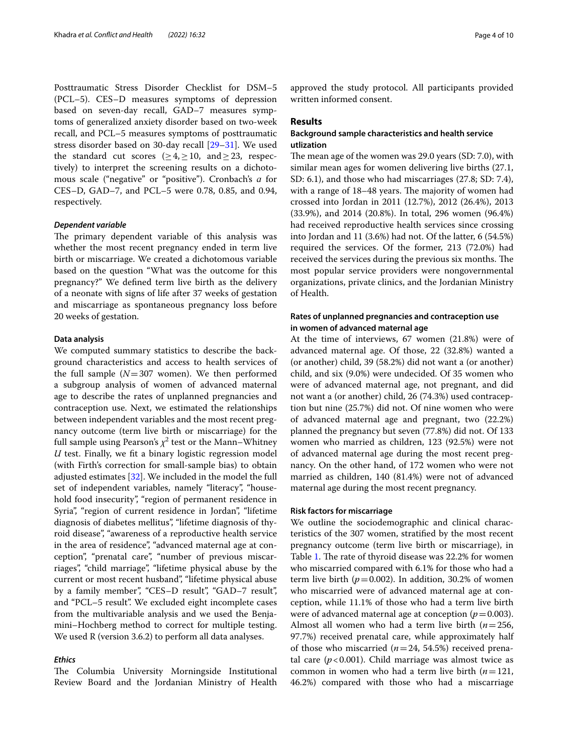Posttraumatic Stress Disorder Checklist for DSM–5 (PCL–5). CES–D measures symptoms of depression based on seven-day recall, GAD–7 measures symptoms of generalized anxiety disorder based on two-week recall, and PCL–5 measures symptoms of posttraumatic stress disorder based on 30-day recall [29–31]. We used the standard cut scores ($\geq 4, \geq 10$, and $\geq 23$, respectively) to interpret the screening results on a dichotomous scale ("negative" or "positive"). Cronbach's $\alpha$ for CES–D, GAD–7, and PCL–5 were 0.78, 0.85, and 0.94, respectively.

#### *Dependent variable*

The primary dependent variable of this analysis was whether the most recent pregnancy ended in term live birth or miscarriage. We created a dichotomous variable based on the question "What was the outcome for this pregnancy?" We defined term live birth as the delivery of a neonate with signs of life after 37 weeks of gestation and miscarriage as spontaneous pregnancy loss before 20 weeks of gestation.

### Data analysis

We computed summary statistics to describe the background characteristics and access to health services of the full sample ($N = 307$ women). We then performed a subgroup analysis of women of advanced maternal age to describe the rates of unplanned pregnancies and contraception use. Next, we estimated the relationships between independent variables and the most recent pregnancy outcome (term live birth or miscarriage) for the full sample using Pearson's $\chi^2$ test or the Mann–Whitney $U$ test. Finally, we fit a binary logistic regression model (with Firth's correction for small-sample bias) to obtain adjusted estimates [32]. We included in the model the full set of independent variables, namely "literacy", "household food insecurity", "region of permanent residence in Syria", "region of current residence in Jordan", "lifetime diagnosis of diabetes mellitus", "lifetime diagnosis of thyroid disease", "awareness of a reproductive health service in the area of residence", "advanced maternal age at conception", "prenatal care", "number of previous miscarriages", "child marriage", "lifetime physical abuse by the current or most recent husband", "lifetime physical abuse by a family member", "CES–D result", "GAD–7 result", and "PCL–5 result". We excluded eight incomplete cases from the multivariable analysis and we used the Benjamini–Hochberg method to correct for multiple testing. We used R (version 3.6.2) to perform all data analyses.

#### *Ethics*

The Columbia University Morningside Institutional Review Board and the Jordanian Ministry of Health approved the study protocol. All participants provided written informed consent.

## Results

### Background sample characteristics and health service utlization

The mean age of the women was 29.0 years (SD: 7.0), with similar mean ages for women delivering live births (27.1, SD: 6.1), and those who had miscarriages (27.8; SD: 7.4), with a range of 18–48 years. The majority of women had crossed into Jordan in 2011 (12.7%), 2012 (26.4%), 2013 (33.9%), and 2014 (20.8%). In total, 296 women (96.4%) had received reproductive health services since crossing into Jordan and 11 (3.6%) had not. Of the latter, 6 (54.5%) required the services. Of the former, 213 (72.0%) had received the services during the previous six months. The most popular service providers were nongovernmental organizations, private clinics, and the Jordanian Ministry of Health.

### Rates of unplanned pregnancies and contraception use in women of advanced maternal age

At the time of interviews, 67 women (21.8%) were of advanced maternal age. Of those, 22 (32.8%) wanted a (or another) child, 39 (58.2%) did not want a (or another) child, and six (9.0%) were undecided. Of 35 women who were of advanced maternal age, not pregnant, and did not want a (or another) child, 26 (74.3%) used contraception but nine (25.7%) did not. Of nine women who were of advanced maternal age and pregnant, two (22.2%) planned the pregnancy but seven (77.8%) did not. Of 133 women who married as children, 123 (92.5%) were not of advanced maternal age during the most recent pregnancy. On the other hand, of 172 women who were not married as children, 140 (81.4%) were not of advanced maternal age during the most recent pregnancy.

### Risk factors for miscarriage

We outline the sociodemographic and clinical characteristics of the 307 women, stratified by the most recent pregnancy outcome (term live birth or miscarriage), in Table 1. The rate of thyroid disease was 22.2% for women who miscarried compared with 6.1% for those who had a term live birth ($p = 0.002$). In addition, 30.2% of women who miscarried were of advanced maternal age at conception, while 11.1% of those who had a term live birth were of advanced maternal age at conception ($p = 0.003$). Almost all women who had a term live birth ($n = 256$, 97.7%) received prenatal care, while approximately half of those who miscarried ($n = 24$, 54.5%) received prenatal care ($p < 0.001$). Child marriage was almost twice as common in women who had a term live birth ($n = 121$, 46.2%) compared with those who had a miscarriage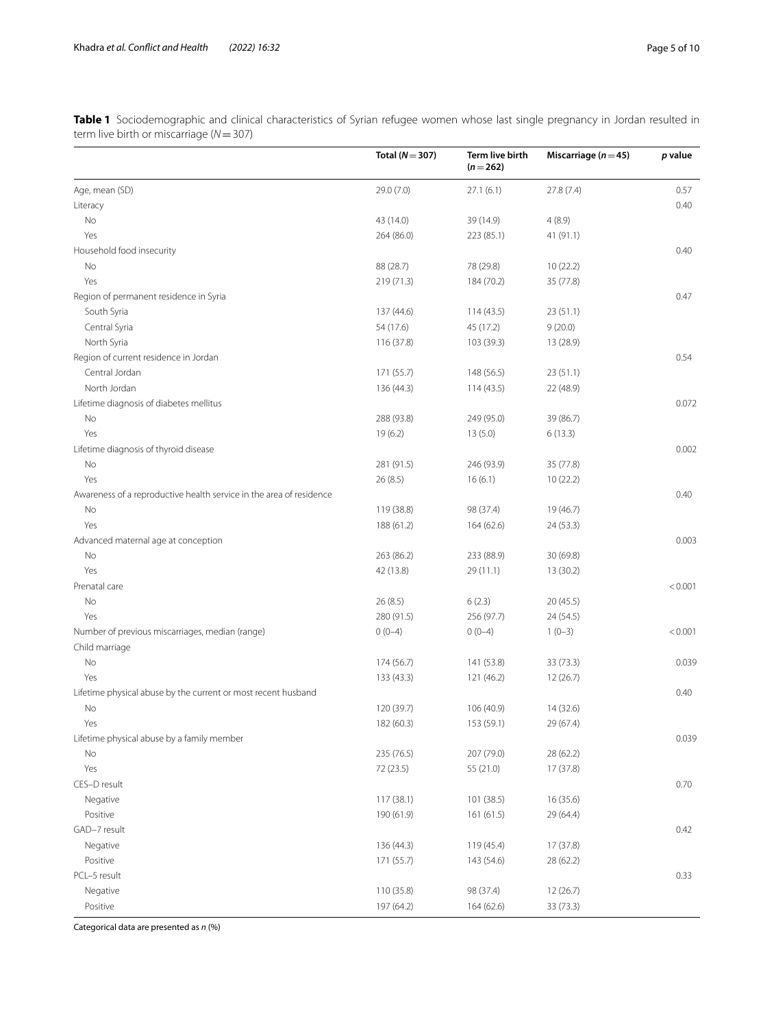**Table 1** Sociodemographic and clinical characteristics of Syrian refugee women whose last single pregnancy in Jordan resulted in term live birth or miscarriage ($N = 307$)

| | Total ($N = 307$) | Term live birth ($n = 262$) | Miscarriage ($n = 45$) | *p* value |
|---|---|---|---|---|
| Age, mean (SD) | 29.0 (7.0) | 27.1 (6.1) | 27.8 (7.4) | 0.57 |
| Literacy | | | | 0.40 |
| No | 43 (14.0) | 39 (14.9) | 4 (8.9) | |
| Yes | 264 (86.0) | 223 (85.1) | 41 (91.1) | |
| Household food insecurity | | | | 0.40 |
| No | 88 (28.7) | 78 (29.8) | 10 (22.2) | |
| Yes | 219 (71.3) | 184 (70.2) | 35 (77.8) | |
| Region of permanent residence in Syria | | | | 0.47 |
| South Syria | 137 (44.6) | 114 (43.5) | 23 (51.1) | |
| Central Syria | 54 (17.6) | 45 (17.2) | 9 (20.0) | |
| North Syria | 116 (37.8) | 103 (39.3) | 13 (28.9) | |
| Region of current residence in Jordan | | | | 0.54 |
| Central Jordan | 171 (55.7) | 148 (56.5) | 23 (51.1) | |
| North Jordan | 136 (44.3) | 114 (43.5) | 22 (48.9) | |
| Lifetime diagnosis of diabetes mellitus | | | | 0.072 |
| No | 288 (93.8) | 249 (95.0) | 39 (86.7) | |
| Yes | 19 (6.2) | 13 (5.0) | 6 (13.3) | |
| Lifetime diagnosis of thyroid disease | | | | 0.002 |
| No | 281 (91.5) | 246 (93.9) | 35 (77.8) | |
| Yes | 26 (8.5) | 16 (6.1) | 10 (22.2) | |
| Awareness of a reproductive health service in the area of residence | | | | 0.40 |
| No | 119 (38.8) | 98 (37.4) | 19 (46.7) | |
| Yes | 188 (61.2) | 164 (62.6) | 24 (53.3) | |
| Advanced maternal age at conception | | | | 0.003 |
| No | 263 (86.2) | 233 (88.9) | 30 (69.8) | |
| Yes | 42 (13.8) | 29 (11.1) | 13 (30.2) | |
| Prenatal care | | | | < 0.001 |
| No | 26 (8.5) | 6 (2.3) | 20 (45.5) | |
| Yes | 280 (91.5) | 256 (97.7) | 24 (54.5) | |
| Number of previous miscarriages, median (range) | 0 (0–4) | 0 (0–4) | 1 (0–3) | < 0.001 |
| Child marriage | | | | |
| No | 174 (56.7) | 141 (53.8) | 33 (73.3) | 0.039 |
| Yes | 133 (43.3) | 121 (46.2) | 12 (26.7) | |
| Lifetime physical abuse by the current or most recent husband | | | | 0.40 |
| No | 120 (39.7) | 106 (40.9) | 14 (32.6) | |
| Yes | 182 (60.3) | 153 (59.1) | 29 (67.4) | |
| Lifetime physical abuse by a family member | | | | 0.039 |
| No | 235 (76.5) | 207 (79.0) | 28 (62.2) | |
| Yes | 72 (23.5) | 55 (21.0) | 17 (37.8) | |
| CES–D result | | | | 0.70 |
| Negative | 117 (38.1) | 101 (38.5) | 16 (35.6) | |
| Positive | 190 (61.9) | 161 (61.5) | 29 (64.4) | |
| GAD–7 result | | | | 0.42 |
| Negative | 136 (44.3) | 119 (45.4) | 17 (37.8) | |
| Positive | 171 (55.7) | 143 (54.6) | 28 (62.2) | |
| PCL–5 result | | | | 0.33 |
| Negative | 110 (35.8) | 98 (37.4) | 12 (26.7) | |
| Positive | 197 (64.2) | 164 (62.6) | 33 (73.3) | |

Categorical data are presented as *n* (%)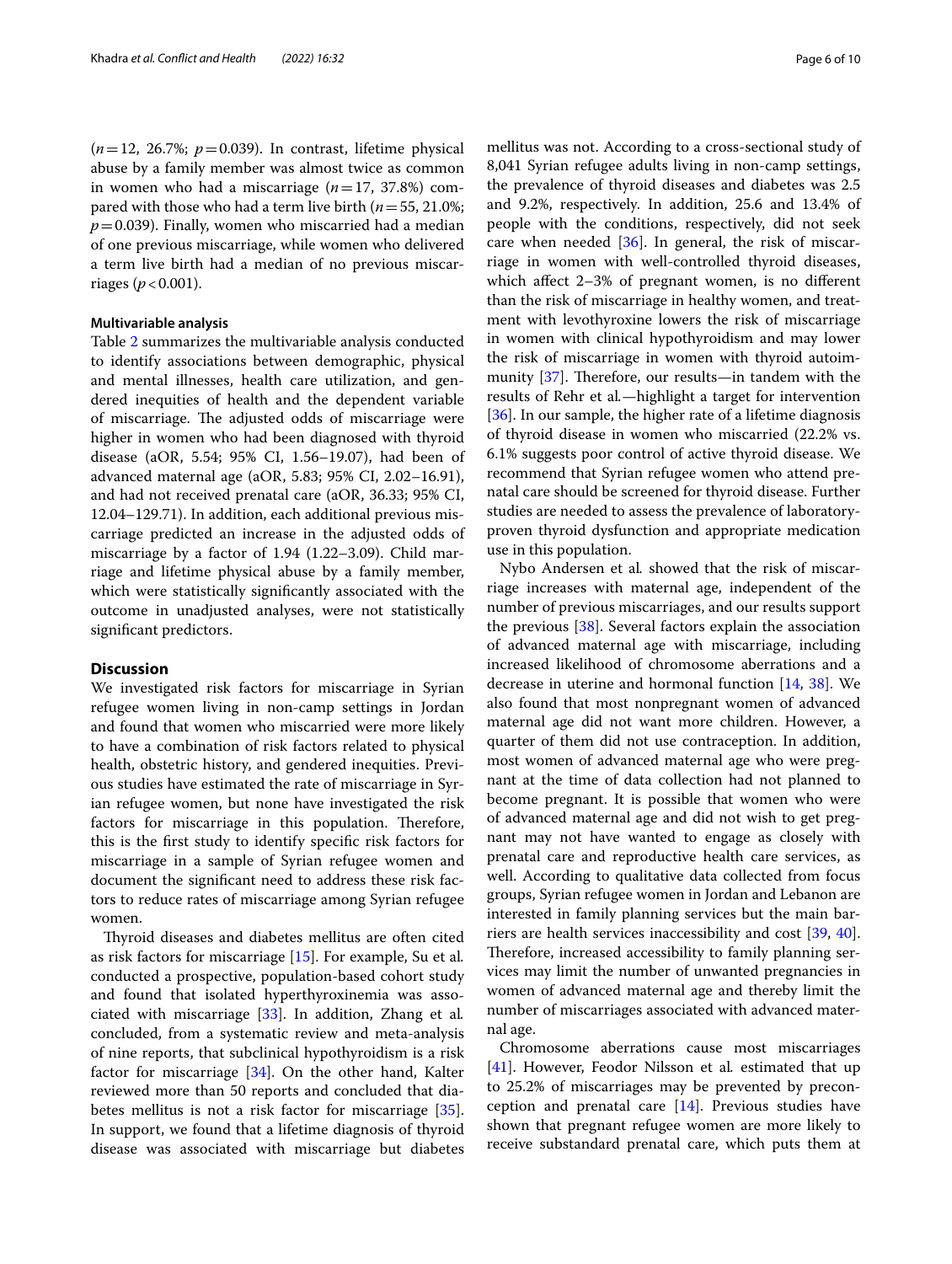($n = 12$, 26.7%; $p = 0.039$). In contrast, lifetime physical abuse by a family member was almost twice as common in women who had a miscarriage ($n = 17$, 37.8%) compared with those who had a term live birth ($n = 55$, 21.0%; $p = 0.039$). Finally, women who miscarried had a median of one previous miscarriage, while women who delivered a term live birth had a median of no previous miscarriages ($p < 0.001$).

#### Multivariable analysis

Table 2 summarizes the multivariable analysis conducted to identify associations between demographic, physical and mental illnesses, health care utilization, and gendered inequities of health and the dependent variable of miscarriage. The adjusted odds of miscarriage were higher in women who had been diagnosed with thyroid disease (aOR, 5.54; 95% CI, 1.56–19.07), had been of advanced maternal age (aOR, 5.83; 95% CI, 2.02–16.91), and had not received prenatal care (aOR, 36.33; 95% CI, 12.04–129.71). In addition, each additional previous miscarriage predicted an increase in the adjusted odds of miscarriage by a factor of 1.94 (1.22–3.09). Child marriage and lifetime physical abuse by a family member, which were statistically significantly associated with the outcome in unadjusted analyses, were not statistically significant predictors.

## Discussion

We investigated risk factors for miscarriage in Syrian refugee women living in non-camp settings in Jordan and found that women who miscarried were more likely to have a combination of risk factors related to physical health, obstetric history, and gendered inequities. Previous studies have estimated the rate of miscarriage in Syrian refugee women, but none have investigated the risk factors for miscarriage in this population. Therefore, this is the first study to identify specific risk factors for miscarriage in a sample of Syrian refugee women and document the significant need to address these risk factors to reduce rates of miscarriage among Syrian refugee women.

Thyroid diseases and diabetes mellitus are often cited as risk factors for miscarriage [15]. For example, Su et al. conducted a prospective, population-based cohort study and found that isolated hyperthyroxinemia was associated with miscarriage [33]. In addition, Zhang et al. concluded, from a systematic review and meta-analysis of nine reports, that subclinical hypothyroidism is a risk factor for miscarriage [34]. On the other hand, Kalter reviewed more than 50 reports and concluded that diabetes mellitus is not a risk factor for miscarriage [35]. In support, we found that a lifetime diagnosis of thyroid disease was associated with miscarriage but diabetes mellitus was not. According to a cross-sectional study of 8,041 Syrian refugee adults living in non-camp settings, the prevalence of thyroid diseases and diabetes was 2.5 and 9.2%, respectively. In addition, 25.6 and 13.4% of people with the conditions, respectively, did not seek care when needed [36]. In general, the risk of miscarriage in women with well-controlled thyroid diseases, which affect 2–3% of pregnant women, is no different than the risk of miscarriage in healthy women, and treatment with levothyroxine lowers the risk of miscarriage in women with clinical hypothyroidism and may lower the risk of miscarriage in women with thyroid autoimmunity [37]. Therefore, our results—in tandem with the results of Rehr et al.—highlight a target for intervention [36]. In our sample, the higher rate of a lifetime diagnosis of thyroid disease in women who miscarried (22.2% vs. 6.1% suggests poor control of active thyroid disease. We recommend that Syrian refugee women who attend prenatal care should be screened for thyroid disease. Further studies are needed to assess the prevalence of laboratory-proven thyroid dysfunction and appropriate medication use in this population.

Nybo Andersen et al. showed that the risk of miscarriage increases with maternal age, independent of the number of previous miscarriages, and our results support the previous [38]. Several factors explain the association of advanced maternal age with miscarriage, including increased likelihood of chromosome aberrations and a decrease in uterine and hormonal function [14, 38]. We also found that most nonpregnant women of advanced maternal age did not want more children. However, a quarter of them did not use contraception. In addition, most women of advanced maternal age who were pregnant at the time of data collection had not planned to become pregnant. It is possible that women who were of advanced maternal age and did not wish to get pregnant may not have wanted to engage as closely with prenatal care and reproductive health care services, as well. According to qualitative data collected from focus groups, Syrian refugee women in Jordan and Lebanon are interested in family planning services but the main barriers are health services inaccessibility and cost [39, 40]. Therefore, increased accessibility to family planning services may limit the number of unwanted pregnancies in women of advanced maternal age and thereby limit the number of miscarriages associated with advanced maternal age.

Chromosome aberrations cause most miscarriages [41]. However, Feodor Nilsson et al. estimated that up to 25.2% of miscarriages may be prevented by preconception and prenatal care [14]. Previous studies have shown that pregnant refugee women are more likely to receive substandard prenatal care, which puts them at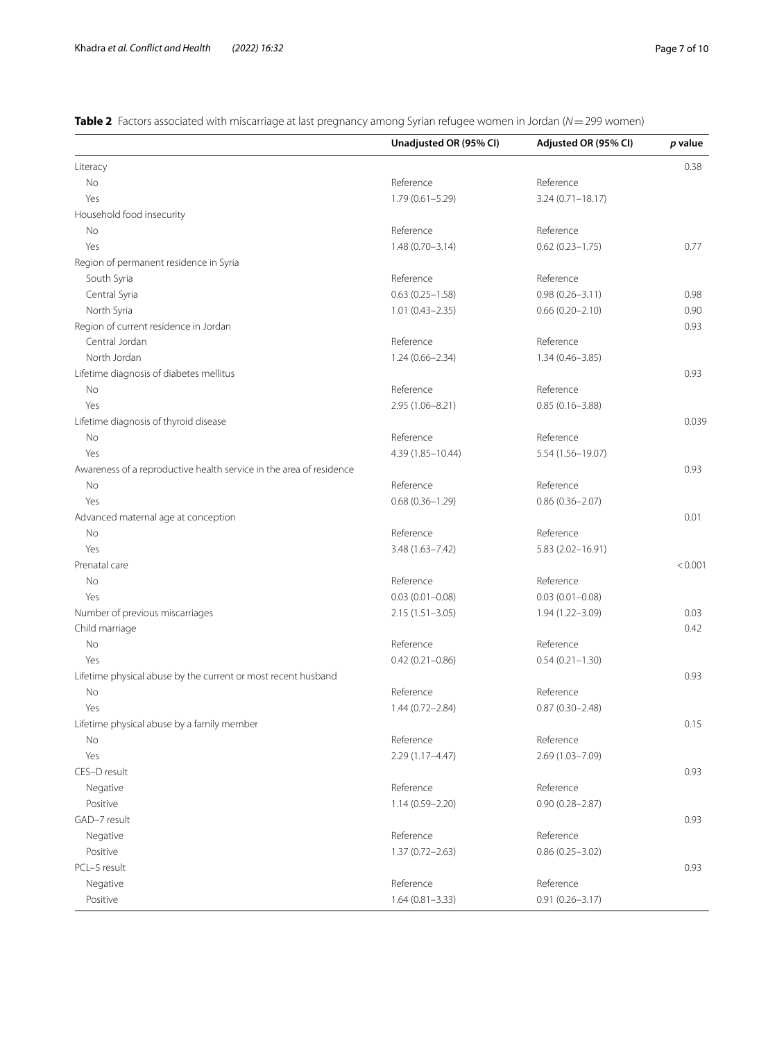**Table 2** Factors associated with miscarriage at last pregnancy among Syrian refugee women in Jordan ($N = 299$ women)

| | Unadjusted OR (95% CI) | Adjusted OR (95% CI) | *p* value |
|---|---|---|---|
| Literacy | | | 0.38 |
| No | Reference | Reference | |
| Yes | 1.79 (0.61–5.29) | 3.24 (0.71–18.17) | |
| Household food insecurity | | | |
| No | Reference | Reference | |
| Yes | 1.48 (0.70–3.14) | 0.62 (0.23–1.75) | 0.77 |
| Region of permanent residence in Syria | | | |
| South Syria | Reference | Reference | |
| Central Syria | 0.63 (0.25–1.58) | 0.98 (0.26–3.11) | 0.98 |
| North Syria | 1.01 (0.43–2.35) | 0.66 (0.20–2.10) | 0.90 |
| Region of current residence in Jordan | | | 0.93 |
| Central Jordan | Reference | Reference | |
| North Jordan | 1.24 (0.66–2.34) | 1.34 (0.46–3.85) | |
| Lifetime diagnosis of diabetes mellitus | | | 0.93 |
| No | Reference | Reference | |
| Yes | 2.95 (1.06–8.21) | 0.85 (0.16–3.88) | |
| Lifetime diagnosis of thyroid disease | | | 0.039 |
| No | Reference | Reference | |
| Yes | 4.39 (1.85–10.44) | 5.54 (1.56–19.07) | |
| Awareness of a reproductive health service in the area of residence | | | 0.93 |
| No | Reference | Reference | |
| Yes | 0.68 (0.36–1.29) | 0.86 (0.36–2.07) | |
| Advanced maternal age at conception | | | 0.01 |
| No | Reference | Reference | |
| Yes | 3.48 (1.63–7.42) | 5.83 (2.02–16.91) | |
| Prenatal care | | | < 0.001 |
| No | Reference | Reference | |
| Yes | 0.03 (0.01–0.08) | 0.03 (0.01–0.08) | |
| Number of previous miscarriages | 2.15 (1.51–3.05) | 1.94 (1.22–3.09) | 0.03 |
| Child marriage | | | 0.42 |
| No | Reference | Reference | |
| Yes | 0.42 (0.21–0.86) | 0.54 (0.21–1.30) | |
| Lifetime physical abuse by the current or most recent husband | | | 0.93 |
| No | Reference | Reference | |
| Yes | 1.44 (0.72–2.84) | 0.87 (0.30–2.48) | |
| Lifetime physical abuse by a family member | | | 0.15 |
| No | Reference | Reference | |
| Yes | 2.29 (1.17–4.47) | 2.69 (1.03–7.09) | |
| CES–D result | | | 0.93 |
| Negative | Reference | Reference | |
| Positive | 1.14 (0.59–2.20) | 0.90 (0.28–2.87) | |
| GAD–7 result | | | 0.93 |
| Negative | Reference | Reference | |
| Positive | 1.37 (0.72–2.63) | 0.86 (0.25–3.02) | |
| PCL–5 result | | | 0.93 |
| Negative | Reference | Reference | |
| Positive | 1.64 (0.81–3.33) | 0.91 (0.26–3.17) | |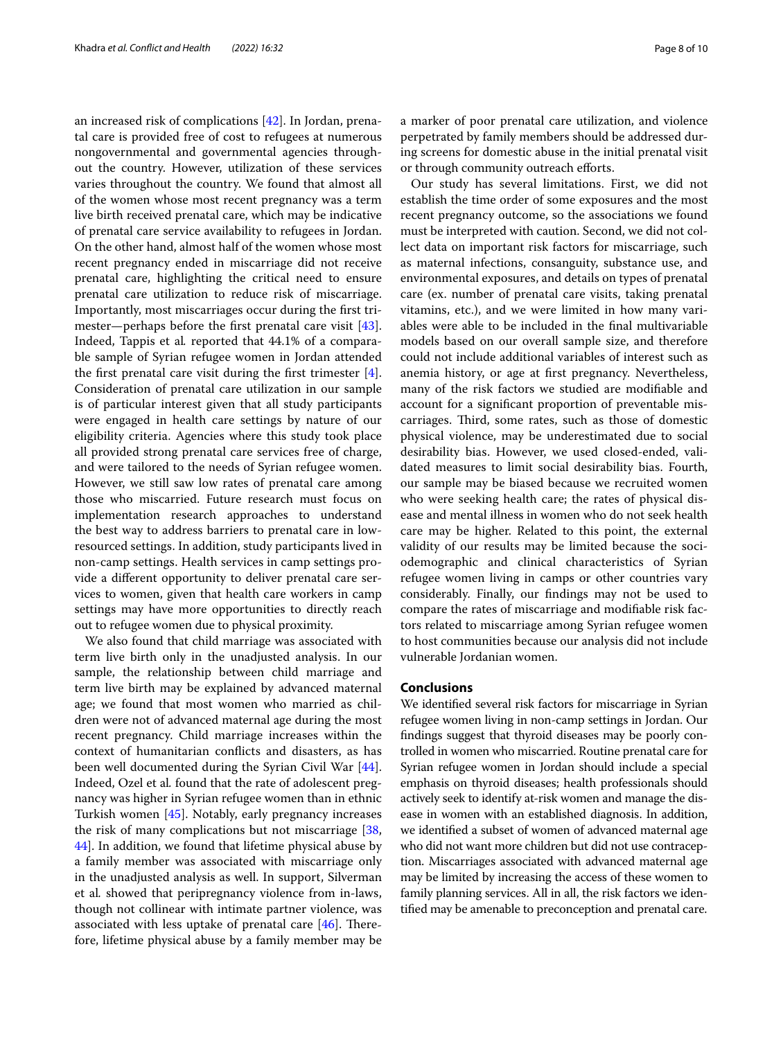an increased risk of complications [42]. In Jordan, prenatal care is provided free of cost to refugees at numerous nongovernmental and governmental agencies throughout the country. However, utilization of these services varies throughout the country. We found that almost all of the women whose most recent pregnancy was a term live birth received prenatal care, which may be indicative of prenatal care service availability to refugees in Jordan. On the other hand, almost half of the women whose most recent pregnancy ended in miscarriage did not receive prenatal care, highlighting the critical need to ensure prenatal care utilization to reduce risk of miscarriage. Importantly, most miscarriages occur during the first trimester—perhaps before the first prenatal care visit [43]. Indeed, Tappis et al. reported that 44.1% of a comparable sample of Syrian refugee women in Jordan attended the first prenatal care visit during the first trimester [4]. Consideration of prenatal care utilization in our sample is of particular interest given that all study participants were engaged in health care settings by nature of our eligibility criteria. Agencies where this study took place all provided strong prenatal care services free of charge, and were tailored to the needs of Syrian refugee women. However, we still saw low rates of prenatal care among those who miscarried. Future research must focus on implementation research approaches to understand the best way to address barriers to prenatal care in low-resourced settings. In addition, study participants lived in non-camp settings. Health services in camp settings provide a different opportunity to deliver prenatal care services to women, given that health care workers in camp settings may have more opportunities to directly reach out to refugee women due to physical proximity.

We also found that child marriage was associated with term live birth only in the unadjusted analysis. In our sample, the relationship between child marriage and term live birth may be explained by advanced maternal age; we found that most women who married as children were not of advanced maternal age during the most recent pregnancy. Child marriage increases within the context of humanitarian conflicts and disasters, as has been well documented during the Syrian Civil War [44]. Indeed, Ozel et al. found that the rate of adolescent pregnancy was higher in Syrian refugee women than in ethnic Turkish women [45]. Notably, early pregnancy increases the risk of many complications but not miscarriage [38, 44]. In addition, we found that lifetime physical abuse by a family member was associated with miscarriage only in the unadjusted analysis as well. In support, Silverman et al. showed that peripregnancy violence from in-laws, though not collinear with intimate partner violence, was associated with less uptake of prenatal care [46]. Therefore, lifetime physical abuse by a family member may be a marker of poor prenatal care utilization, and violence perpetrated by family members should be addressed during screens for domestic abuse in the initial prenatal visit or through community outreach efforts.

Our study has several limitations. First, we did not establish the time order of some exposures and the most recent pregnancy outcome, so the associations we found must be interpreted with caution. Second, we did not collect data on important risk factors for miscarriage, such as maternal infections, consanguity, substance use, and environmental exposures, and details on types of prenatal care (ex. number of prenatal care visits, taking prenatal vitamins, etc.), and we were limited in how many variables were able to be included in the final multivariable models based on our overall sample size, and therefore could not include additional variables of interest such as anemia history, or age at first pregnancy. Nevertheless, many of the risk factors we studied are modifiable and account for a significant proportion of preventable miscarriages. Third, some rates, such as those of domestic physical violence, may be underestimated due to social desirability bias. However, we used closed-ended, validated measures to limit social desirability bias. Fourth, our sample may be biased because we recruited women who were seeking health care; the rates of physical disease and mental illness in women who do not seek health care may be higher. Related to this point, the external validity of our results may be limited because the sociodemographic and clinical characteristics of Syrian refugee women living in camps or other countries vary considerably. Finally, our findings may not be used to compare the rates of miscarriage and modifiable risk factors related to miscarriage among Syrian refugee women to host communities because our analysis did not include vulnerable Jordanian women.

## Conclusions

We identified several risk factors for miscarriage in Syrian refugee women living in non-camp settings in Jordan. Our findings suggest that thyroid diseases may be poorly controlled in women who miscarried. Routine prenatal care for Syrian refugee women in Jordan should include a special emphasis on thyroid diseases; health professionals should actively seek to identify at-risk women and manage the disease in women with an established diagnosis. In addition, we identified a subset of women of advanced maternal age who did not want more children but did not use contraception. Miscarriages associated with advanced maternal age may be limited by increasing the access of these women to family planning services. All in all, the risk factors we identified may be amenable to preconception and prenatal care.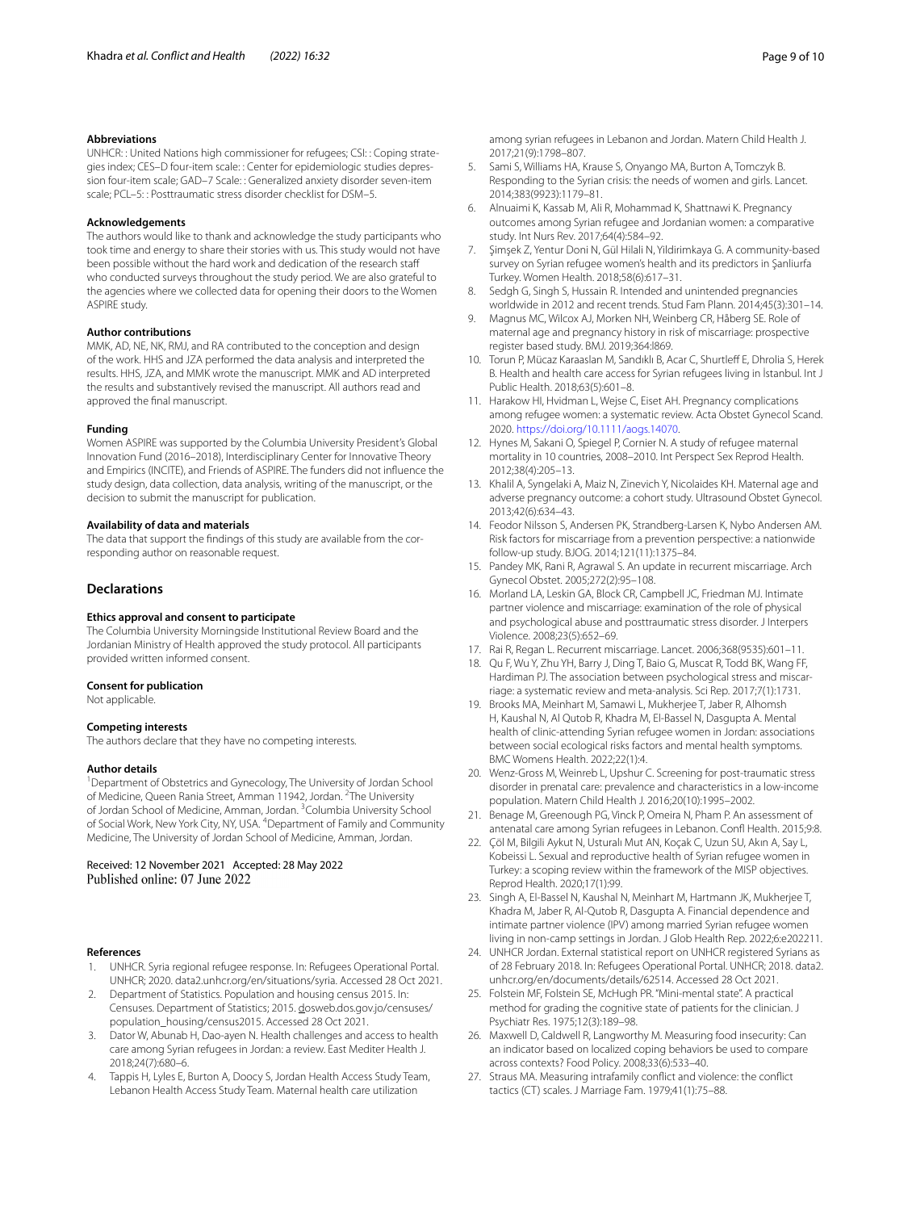### Abbreviations

UNHCR: : United Nations high commissioner for refugees; CSI: : Coping strategies index; CES–D four-item scale: : Center for epidemiologic studies depression four-item scale; GAD–7 Scale: : Generalized anxiety disorder seven-item scale; PCL–5: : Posttraumatic stress disorder checklist for DSM–5.

### Acknowledgements

The authors would like to thank and acknowledge the study participants who took time and energy to share their stories with us. This study would not have been possible without the hard work and dedication of the research staff who conducted surveys throughout the study period. We are also grateful to the agencies where we collected data for opening their doors to the Women ASPIRE study.

### Author contributions

MMK, AD, NE, NK, RMJ, and RA contributed to the conception and design of the work. HHS and JZA performed the data analysis and interpreted the results. HHS, JZA, and MMK wrote the manuscript. MMK and AD interpreted the results and substantively revised the manuscript. All authors read and approved the final manuscript.

### Funding

Women ASPIRE was supported by the Columbia University President's Global Innovation Fund (2016–2018), Interdisciplinary Center for Innovative Theory and Empirics (INCITE), and Friends of ASPIRE. The funders did not influence the study design, data collection, data analysis, writing of the manuscript, or the decision to submit the manuscript for publication.

### Availability of data and materials

The data that support the findings of this study are available from the corresponding author on reasonable request.

## Declarations

### Ethics approval and consent to participate

The Columbia University Morningside Institutional Review Board and the Jordanian Ministry of Health approved the study protocol. All participants provided written informed consent.

### Consent for publication

Not applicable.

### Competing interests

The authors declare that they have no competing interests.

### Author details

[1]Department of Obstetrics and Gynecology, The University of Jordan School of Medicine, Queen Rania Street, Amman 11942, Jordan. [2]The University of Jordan School of Medicine, Amman, Jordan. [3]Columbia University School of Social Work, New York City, NY, USA. [4]Department of Family and Community Medicine, The University of Jordan School of Medicine, Amman, Jordan.

Received: 12 November 2021 Accepted: 28 May 2022
Published online: 07 June 2022

### References

1. UNHCR. Syria regional refugee response. In: Refugees Operational Portal. UNHCR; 2020. data2.unhcr.org/en/situations/syria. Accessed 28 Oct 2021.
2. Department of Statistics. Population and housing census 2015. In: Censuses. Department of Statistics; 2015. dosweb.dos.gov.jo/censuses/population_housing/census2015. Accessed 28 Oct 2021.
3. Dator W, Abunab H, Dao-ayen N. Health challenges and access to health care among Syrian refugees in Jordan: a review. East Mediter Health J. 2018;24(7):680–6.
4. Tappis H, Lyles E, Burton A, Doocy S, Jordan Health Access Study Team, Lebanon Health Access Study Team. Maternal health care utilization among syrian refugees in Lebanon and Jordan. Matern Child Health J. 2017;21(9):1798–807.
5. Sami S, Williams HA, Krause S, Onyango MA, Burton A, Tomczyk B. Responding to the Syrian crisis: the needs of women and girls. Lancet. 2014;383(9923):1179–81.
6. Alnuaimi K, Kassab M, Ali R, Mohammad K, Shattnawi K. Pregnancy outcomes among Syrian refugee and Jordanian women: a comparative study. Int Nurs Rev. 2017;64(4):584–92.
7. Şimşek Z, Yentur Doni N, Gül Hilali N, Yildirimkaya G. A community-based survey on Syrian refugee women's health and its predictors in Şanliurfa Turkey. Women Health. 2018;58(6):617–31.
8. Sedgh G, Singh S, Hussain R. Intended and unintended pregnancies worldwide in 2012 and recent trends. Stud Fam Plann. 2014;45(3):301–14.
9. Magnus MC, Wilcox AJ, Morken NH, Weinberg CR, Håberg SE. Role of maternal age and pregnancy history in risk of miscarriage: prospective register based study. BMJ. 2019;364:l869.
10. Torun P, Mücaz Karaaslan M, Sandıklı B, Acar C, Shurtleff E, Dhrolia S, Herek B. Health and health care access for Syrian refugees living in İstanbul. Int J Public Health. 2018;63(5):601–8.
11. Harakow HI, Hvidman L, Wejse C, Eiset AH. Pregnancy complications among refugee women: a systematic review. Acta Obstet Gynecol Scand. 2020. https://doi.org/10.1111/aogs.14070.
12. Hynes M, Sakani O, Spiegel P, Cornier N. A study of refugee maternal mortality in 10 countries, 2008–2010. Int Perspect Sex Reprod Health. 2012;38(4):205–13.
13. Khalil A, Syngelaki A, Maiz N, Zinevich Y, Nicolaides KH. Maternal age and adverse pregnancy outcome: a cohort study. Ultrasound Obstet Gynecol. 2013;42(6):634–43.
14. Feodor Nilsson S, Andersen PK, Strandberg-Larsen K, Nybo Andersen AM. Risk factors for miscarriage from a prevention perspective: a nationwide follow-up study. BJOG. 2014;121(11):1375–84.
15. Pandey MK, Rani R, Agrawal S. An update in recurrent miscarriage. Arch Gynecol Obstet. 2005;272(2):95–108.
16. Morland LA, Leskin GA, Block CR, Campbell JC, Friedman MJ. Intimate partner violence and miscarriage: examination of the role of physical and psychological abuse and posttraumatic stress disorder. J Interpers Violence. 2008;23(5):652–69.
17. Rai R, Regan L. Recurrent miscarriage. Lancet. 2006;368(9535):601–11.
18. Qu F, Wu Y, Zhu YH, Barry J, Ding T, Baio G, Muscat R, Todd BK, Wang FF, Hardiman PJ. The association between psychological stress and miscarriage: a systematic review and meta-analysis. Sci Rep. 2017;7(1):1731.
19. Brooks MA, Meinhart M, Samawi L, Mukherjee T, Jaber R, Alhomsh H, Kaushal N, Al Qutob R, Khadra M, El-Bassel N, Dasgupta A. Mental health of clinic-attending Syrian refugee women in Jordan: associations between social ecological risks factors and mental health symptoms. BMC Womens Health. 2022;22(1):4.
20. Wenz-Gross M, Weinreb L, Upshur C. Screening for post-traumatic stress disorder in prenatal care: prevalence and characteristics in a low-income population. Matern Child Health J. 2016;20(10):1995–2002.
21. Benage M, Greenough PG, Vinck P, Omeira N, Pham P. An assessment of antenatal care among Syrian refugees in Lebanon. Confl Health. 2015;9:8.
22. Çöl M, Bilgili Aykut N, Usturalı Mut AN, Koçak C, Uzun SU, Akın A, Say L, Kobeissi L. Sexual and reproductive health of Syrian refugee women in Turkey: a scoping review within the framework of the MISP objectives. Reprod Health. 2020;17(1):99.
23. Singh A, El-Bassel N, Kaushal N, Meinhart M, Hartmann JK, Mukherjee T, Khadra M, Jaber R, Al-Qutob R, Dasgupta A. Financial dependence and intimate partner violence (IPV) among married Syrian refugee women living in non-camp settings in Jordan. J Glob Health Rep. 2022;6:e202211.
24. UNHCR Jordan. External statistical report on UNHCR registered Syrians as of 28 February 2018. In: Refugees Operational Portal. UNHCR; 2018. data2.unhcr.org/en/documents/details/62514. Accessed 28 Oct 2021.
25. Folstein MF, Folstein SE, McHugh PR. "Mini-mental state". A practical method for grading the cognitive state of patients for the clinician. J Psychiatr Res. 1975;12(3):189–98.
26. Maxwell D, Caldwell R, Langworthy M. Measuring food insecurity: Can an indicator based on localized coping behaviors be used to compare across contexts? Food Policy. 2008;33(6):533–40.
27. Straus MA. Measuring intrafamily conflict and violence: the conflict tactics (CT) scales. J Marriage Fam. 1979;41(1):75–88.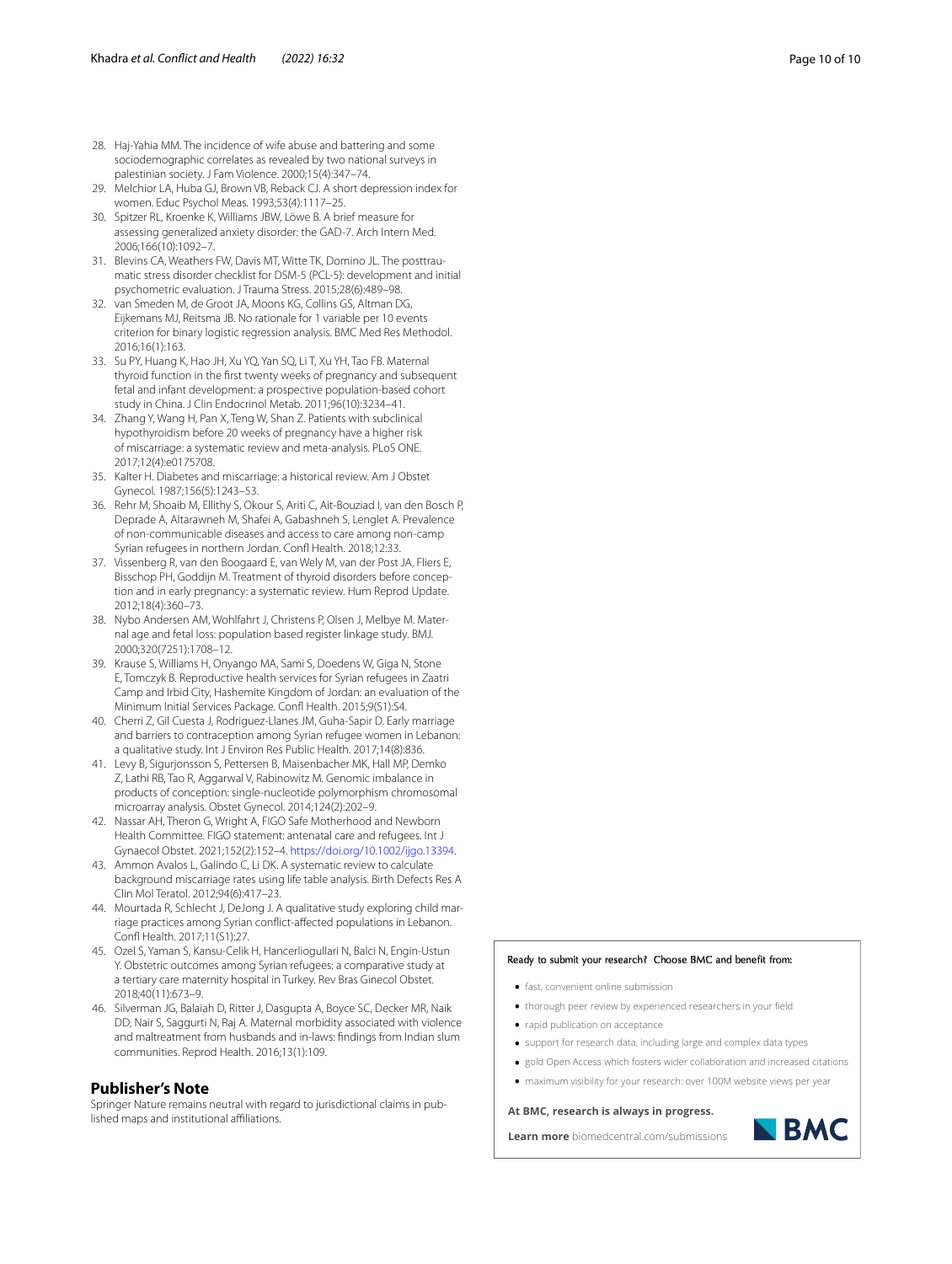28. Haj-Yahia MM. The incidence of wife abuse and battering and some sociodemographic correlates as revealed by two national surveys in palestinian society. J Fam Violence. 2000;15(4):347–74.
29. Melchior LA, Huba GJ, Brown VB, Reback CJ. A short depression index for women. Educ Psychol Meas. 1993;53(4):1117–25.
30. Spitzer RL, Kroenke K, Williams JBW, Löwe B. A brief measure for assessing generalized anxiety disorder: the GAD-7. Arch Intern Med. 2006;166(10):1092–7.
31. Blevins CA, Weathers FW, Davis MT, Witte TK, Domino JL. The posttraumatic stress disorder checklist for DSM-5 (PCL-5): development and initial psychometric evaluation. J Trauma Stress. 2015;28(6):489–98.
32. van Smeden M, de Groot JA, Moons KG, Collins GS, Altman DG, Eijkemans MJ, Reitsma JB. No rationale for 1 variable per 10 events criterion for binary logistic regression analysis. BMC Med Res Methodol. 2016;16(1):163.
33. Su PY, Huang K, Hao JH, Xu YQ, Yan SQ, Li T, Xu YH, Tao FB. Maternal thyroid function in the first twenty weeks of pregnancy and subsequent fetal and infant development: a prospective population-based cohort study in China. J Clin Endocrinol Metab. 2011;96(10):3234–41.
34. Zhang Y, Wang H, Pan X, Teng W, Shan Z. Patients with subclinical hypothyroidism before 20 weeks of pregnancy have a higher risk of miscarriage: a systematic review and meta-analysis. PLoS ONE. 2017;12(4):e0175708.
35. Kalter H. Diabetes and miscarriage: a historical review. Am J Obstet Gynecol. 1987;156(5):1243–53.
36. Rehr M, Shoaib M, Ellithy S, Okour S, Ariti C, Ait-Bouziad I, van den Bosch P, Deprade A, Altarawneh M, Shafei A, Gabashneh S, Lenglet A. Prevalence of non-communicable diseases and access to care among non-camp Syrian refugees in northern Jordan. Confl Health. 2018;12:33.
37. Vissenberg R, van den Boogaard E, van Wely M, van der Post JA, Fliers E, Bisschop PH, Goddijn M. Treatment of thyroid disorders before conception and in early pregnancy: a systematic review. Hum Reprod Update. 2012;18(4):360–73.
38. Nybo Andersen AM, Wohlfahrt J, Christens P, Olsen J, Melbye M. Maternal age and fetal loss: population based register linkage study. BMJ. 2000;320(7251):1708–12.
39. Krause S, Williams H, Onyango MA, Sami S, Doedens W, Giga N, Stone E, Tomczyk B. Reproductive health services for Syrian refugees in Zaatri Camp and Irbid City, Hashemite Kingdom of Jordan: an evaluation of the Minimum Initial Services Package. Confl Health. 2015;9(S1):S4.
40. Cherri Z, Gil Cuesta J, Rodriguez-Llanes JM, Guha-Sapir D. Early marriage and barriers to contraception among Syrian refugee women in Lebanon: a qualitative study. Int J Environ Res Public Health. 2017;14(8):836.
41. Levy B, Sigurjonsson S, Pettersen B, Maisenbacher MK, Hall MP, Demko Z, Lathi RB, Tao R, Aggarwal V, Rabinowitz M. Genomic imbalance in products of conception: single-nucleotide polymorphism chromosomal microarray analysis. Obstet Gynecol. 2014;124(2):202–9.
42. Nassar AH, Theron G, Wright A, FIGO Safe Motherhood and Newborn Health Committee. FIGO statement: antenatal care and refugees. Int J Gynaecol Obstet. 2021;152(2):152–4. https://doi.org/10.1002/ijgo.13394.
43. Ammon Avalos L, Galindo C, Li DK. A systematic review to calculate background miscarriage rates using life table analysis. Birth Defects Res A Clin Mol Teratol. 2012;94(6):417–23.
44. Mourtada R, Schlecht J, DeJong J. A qualitative study exploring child marriage practices among Syrian conflict-affected populations in Lebanon. Confl Health. 2017;11(S1):27.
45. Ozel S, Yaman S, Kansu-Celik H, Hancerliogullari N, Balci N, Engin-Ustun Y. Obstetric outcomes among Syrian refugees: a comparative study at a tertiary care maternity hospital in Turkey. Rev Bras Ginecol Obstet. 2018;40(11):673–9.
46. Silverman JG, Balaiah D, Ritter J, Dasgupta A, Boyce SC, Decker MR, Naik DD, Nair S, Saggurti N, Raj A. Maternal morbidity associated with violence and maltreatment from husbands and in-laws: findings from Indian slum communities. Reprod Health. 2016;13(1):109.

## Publisher's Note

Springer Nature remains neutral with regard to jurisdictional claims in published maps and institutional affiliations.

Ready to submit your research? Choose BMC and benefit from:

- fast, convenient online submission
- thorough peer review by experienced researchers in your field
- rapid publication on acceptance
- support for research data, including large and complex data types
- gold Open Access which fosters wider collaboration and increased citations
- maximum visibility for your research: over 100M website views per year

**At BMC, research is always in progress.**

**Learn more** biomedcentral.com/submissions